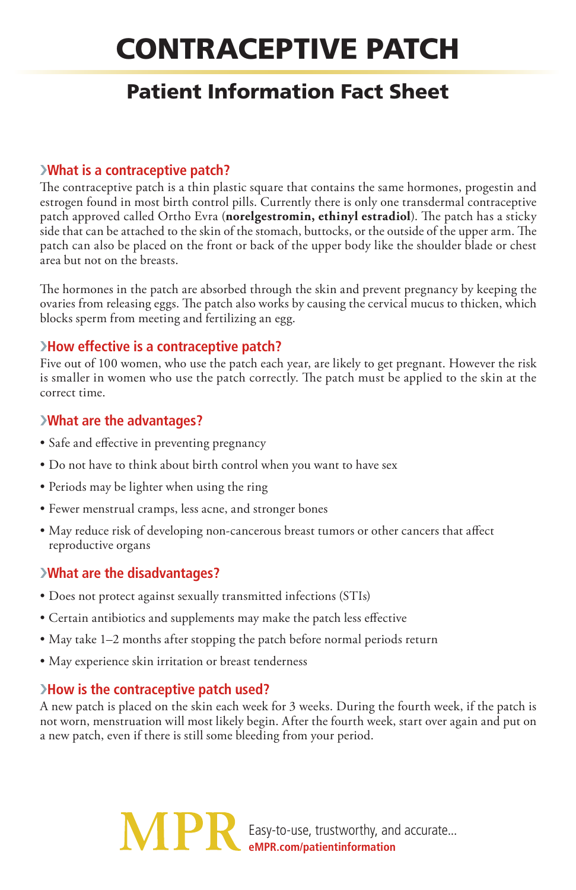# CONTRACEPTIVE PATCH

## Patient Information Fact Sheet

### What is a contraceptive patch?

The contraceptive patch is a thin plastic square that contains the same hormones, progestin and estrogen found in most birth control pills. Currently there is only one transdermal contraceptive patch approved called Ortho Evra (**norelgestromin, ethinyl estradiol**). The patch has a sticky side that can be attached to the skin of the stomach, buttocks, or the outside of the upper arm. The patch can also be placed on the front or back of the upper body like the shoulder blade or chest area but not on the breasts.

The hormones in the patch are absorbed through the skin and prevent pregnancy by keeping the ovaries from releasing eggs. The patch also works by causing the cervical mucus to thicken, which blocks sperm from meeting and fertilizing an egg.

### How effective is a contraceptive patch?

Five out of 100 women, who use the patch each year, are likely to get pregnant. However the risk is smaller in women who use the patch correctly. The patch must be applied to the skin at the correct time.

### What are the advantages?

- Safe and effective in preventing pregnancy
- Do not have to think about birth control when you want to have sex
- Periods may be lighter when using the ring
- Fewer menstrual cramps, less acne, and stronger bones
- May reduce risk of developing non-cancerous breast tumors or other cancers that affect reproductive organs

### What are the disadvantages?

- Does not protect against sexually transmitted infections (STIs)
- Certain antibiotics and supplements may make the patch less effective
- May take 1–2 months after stopping the patch before normal periods return
- May experience skin irritation or breast tenderness

### How is the contraceptive patch used?

A new patch is placed on the skin each week for 3 weeks. During the fourth week, if the patch is not worn, menstruation will most likely begin. After the fourth week, start over again and put on a new patch, even if there is still some bleeding from your period.

MPR Easy-to-use, trustworthy, and accurate...
eMPR.com/patientinformation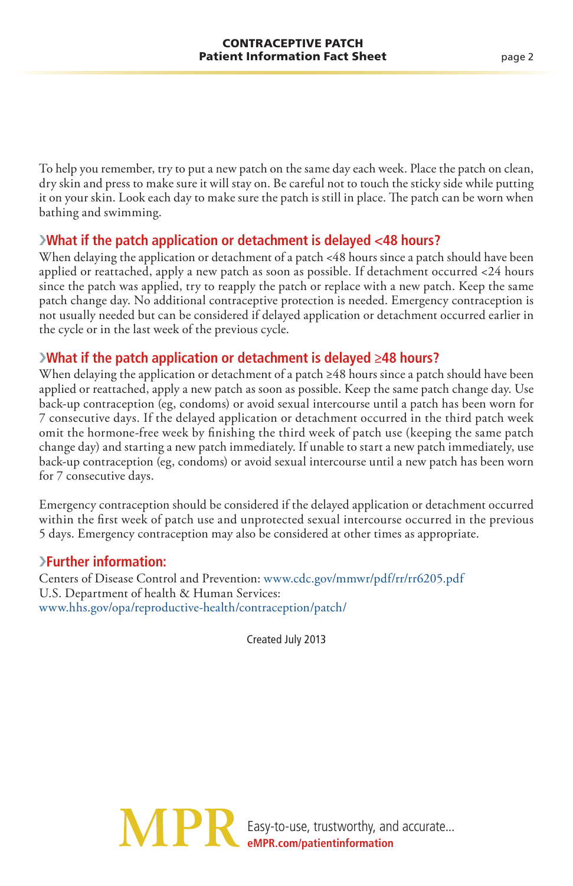To help you remember, try to put a new patch on the same day each week. Place the patch on clean, dry skin and press to make sure it will stay on. Be careful not to touch the sticky side while putting it on your skin. Look each day to make sure the patch is still in place. The patch can be worn when bathing and swimming.

## What if the patch application or detachment is delayed <48 hours?

When delaying the application or detachment of a patch <48 hours since a patch should have been applied or reattached, apply a new patch as soon as possible. If detachment occurred <24 hours since the patch was applied, try to reapply the patch or replace with a new patch. Keep the same patch change day. No additional contraceptive protection is needed. Emergency contraception is not usually needed but can be considered if delayed application or detachment occurred earlier in the cycle or in the last week of the previous cycle.

## What if the patch application or detachment is delayed ≥48 hours?

When delaying the application or detachment of a patch ≥48 hours since a patch should have been applied or reattached, apply a new patch as soon as possible. Keep the same patch change day. Use back-up contraception (eg, condoms) or avoid sexual intercourse until a patch has been worn for 7 consecutive days. If the delayed application or detachment occurred in the third patch week omit the hormone-free week by finishing the third week of patch use (keeping the same patch change day) and starting a new patch immediately. If unable to start a new patch immediately, use back-up contraception (eg, condoms) or avoid sexual intercourse until a new patch has been worn for 7 consecutive days.

Emergency contraception should be considered if the delayed application or detachment occurred within the first week of patch use and unprotected sexual intercourse occurred in the previous 5 days. Emergency contraception may also be considered at other times as appropriate.

## Further information:

Centers of Disease Control and Prevention: www.cdc.gov/mmwr/pdf/rr/rr6205.pdf
U.S. Department of health & Human Services:
www.hhs.gov/opa/reproductive-health/contraception/patch/

Created July 2013

MPR Easy-to-use, trustworthy, and accurate...
eMPR.com/patientinformation